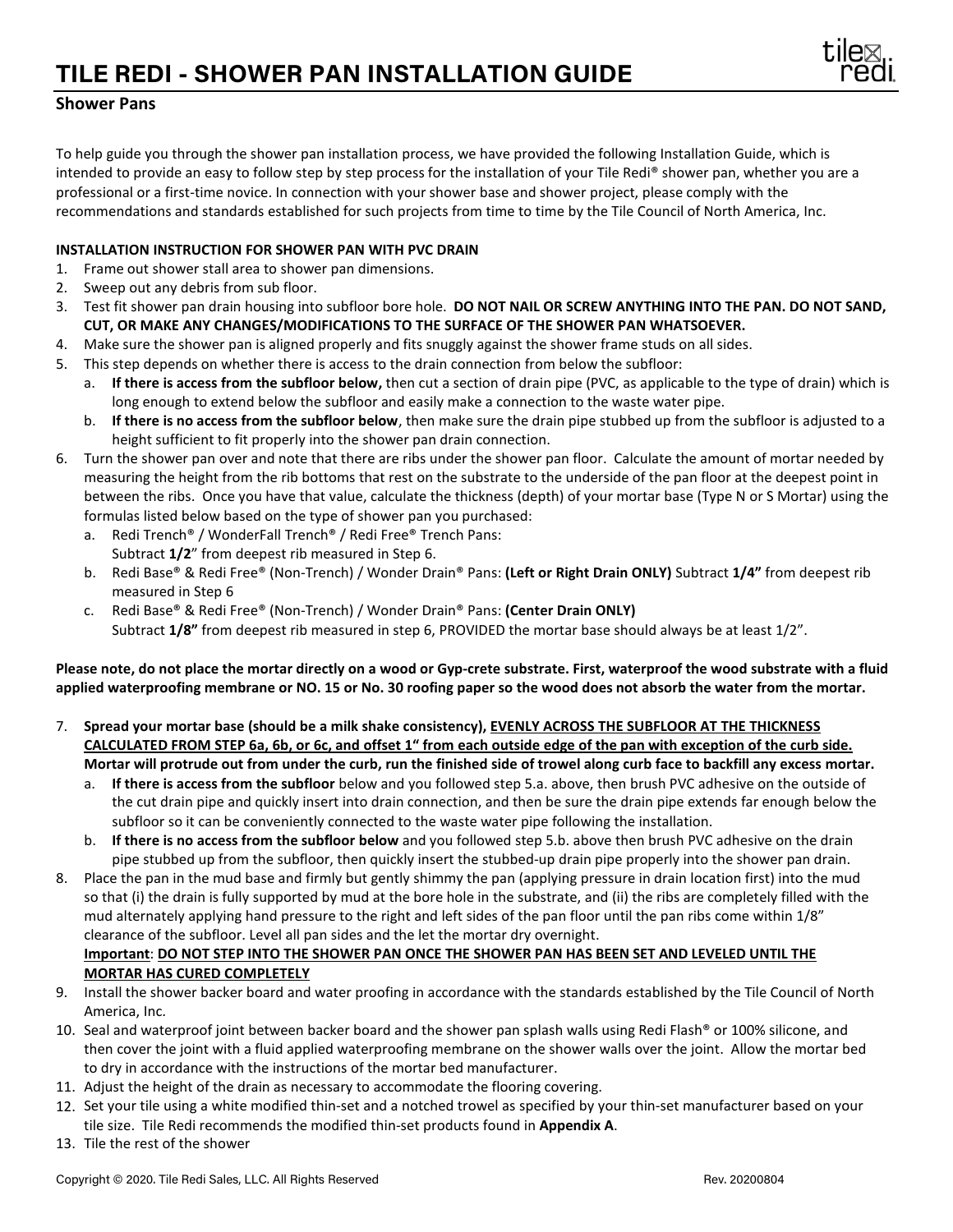# TILE REDI - SHOWER PAN INSTALLATION GUIDE

## Shower Pans

To help guide you through the shower pan installation process, we have provided the following Installation Guide, which is intended to provide an easy to follow step by step process for the installation of your Tile Redi® shower pan, whether you are a professional or a first-time novice. In connection with your shower base and shower project, please comply with the recommendations and standards established for such projects from time to time by the Tile Council of North America, Inc.

**INSTALLATION INSTRUCTION FOR SHOWER PAN WITH PVC DRAIN**

1. Frame out shower stall area to shower pan dimensions.
2. Sweep out any debris from sub floor.
3. Test fit shower pan drain housing into subfloor bore hole. **DO NOT NAIL OR SCREW ANYTHING INTO THE PAN. DO NOT SAND, CUT, OR MAKE ANY CHANGES/MODIFICATIONS TO THE SURFACE OF THE SHOWER PAN WHATSOEVER.**
4. Make sure the shower pan is aligned properly and fits snuggly against the shower frame studs on all sides.
5. This step depends on whether there is access to the drain connection from below the subfloor:
   a. **If there is access from the subfloor below,** then cut a section of drain pipe (PVC, as applicable to the type of drain) which is long enough to extend below the subfloor and easily make a connection to the waste water pipe.
   b. **If there is no access from the subfloor below**, then make sure the drain pipe stubbed up from the subfloor is adjusted to a height sufficient to fit properly into the shower pan drain connection.
6. Turn the shower pan over and note that there are ribs under the shower pan floor. Calculate the amount of mortar needed by measuring the height from the rib bottoms that rest on the substrate to the underside of the pan floor at the deepest point in between the ribs. Once you have that value, calculate the thickness (depth) of your mortar base (Type N or S Mortar) using the formulas listed below based on the type of shower pan you purchased:
   a. Redi Trench® / WonderFall Trench® / Redi Free® Trench Pans:
      Subtract **1/2**" from deepest rib measured in Step 6.
   b. Redi Base® & Redi Free® (Non-Trench) / Wonder Drain® Pans: **(Left or Right Drain ONLY)** Subtract **1/4"** from deepest rib measured in Step 6
   c. Redi Base® & Redi Free® (Non-Trench) / Wonder Drain® Pans: **(Center Drain ONLY)**
      Subtract **1/8"** from deepest rib measured in step 6, PROVIDED the mortar base should always be at least 1/2".

**Please note, do not place the mortar directly on a wood or Gyp-crete substrate. First, waterproof the wood substrate with a fluid applied waterproofing membrane or NO. 15 or No. 30 roofing paper so the wood does not absorb the water from the mortar.**

7. **Spread your mortar base (should be a milk shake consistency), <u>EVENLY ACROSS THE SUBFLOOR AT THE THICKNESS CALCULATED FROM STEP 6a, 6b, or 6c, and offset 1" from each outside edge of the pan with exception of the curb side.</u> Mortar will protrude out from under the curb, run the finished side of trowel along curb face to backfill any excess mortar.**
   a. **If there is access from the subfloor** below and you followed step 5.a. above, then brush PVC adhesive on the outside of the cut drain pipe and quickly insert into drain connection, and then be sure the drain pipe extends far enough below the subfloor so it can be conveniently connected to the waste water pipe following the installation.
   b. **If there is no access from the subfloor below** and you followed step 5.b. above then brush PVC adhesive on the drain pipe stubbed up from the subfloor, then quickly insert the stubbed-up drain pipe properly into the shower pan drain.
8. Place the pan in the mud base and firmly but gently shimmy the pan (applying pressure in drain location first) into the mud so that (i) the drain is fully supported by mud at the bore hole in the substrate, and (ii) the ribs are completely filled with the mud alternately applying hand pressure to the right and left sides of the pan floor until the pan ribs come within 1/8" clearance of the subfloor. Level all pan sides and the let the mortar dry overnight.
   **<u>Important</u>**: **<u>DO NOT STEP INTO THE SHOWER PAN ONCE THE SHOWER PAN HAS BEEN SET AND LEVELED UNTIL THE MORTAR HAS CURED COMPLETELY</u>**
9. Install the shower backer board and water proofing in accordance with the standards established by the Tile Council of North America, Inc.
10. Seal and waterproof joint between backer board and the shower pan splash walls using Redi Flash® or 100% silicone, and then cover the joint with a fluid applied waterproofing membrane on the shower walls over the joint. Allow the mortar bed to dry in accordance with the instructions of the mortar bed manufacturer.
11. Adjust the height of the drain as necessary to accommodate the flooring covering.
12. Set your tile using a white modified thin-set and a notched trowel as specified by your thin-set manufacturer based on your tile size. Tile Redi recommends the modified thin-set products found in **Appendix A**.
13. Tile the rest of the shower

Copyright © 2020. Tile Redi Sales, LLC. All Rights Reserved  Rev. 20200804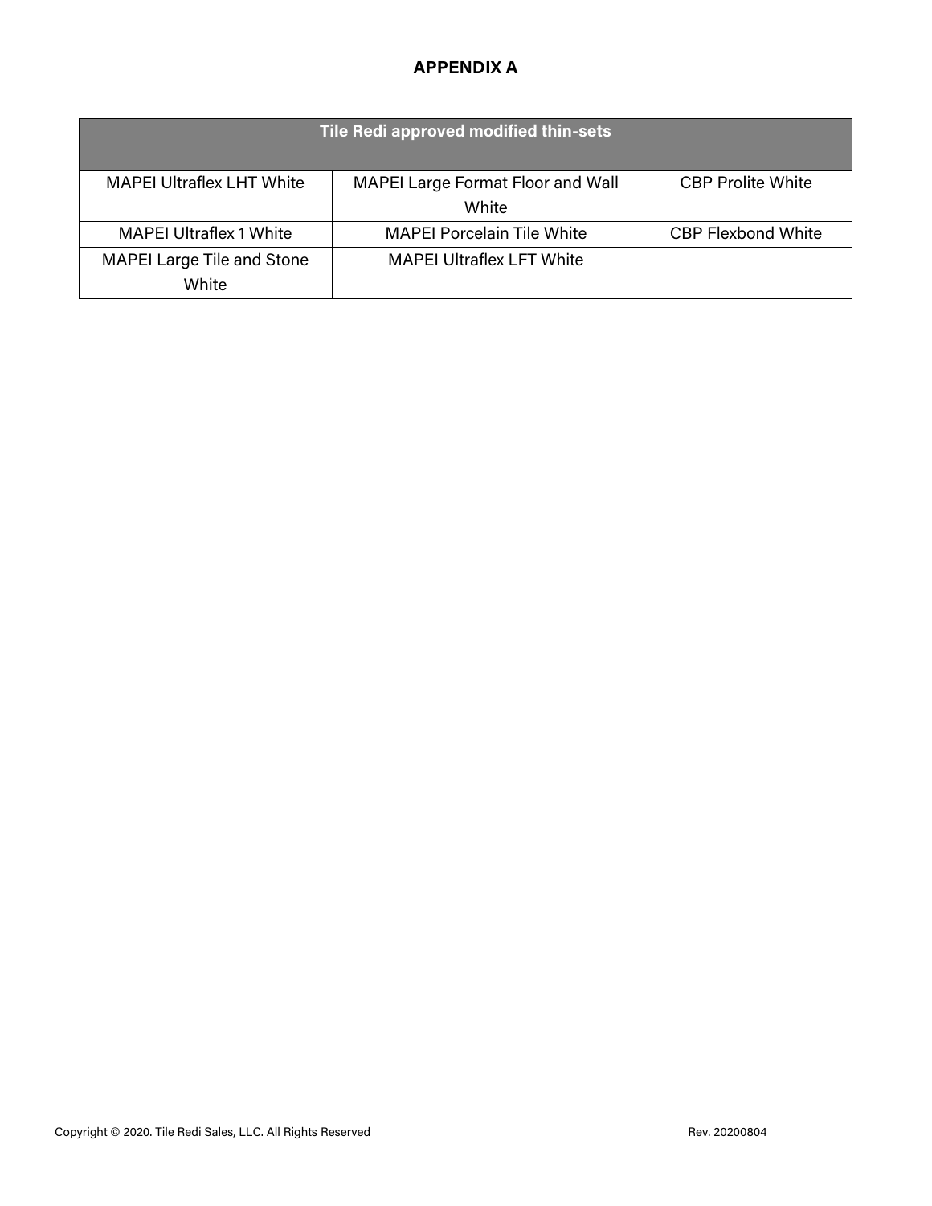## APPENDIX A

| Tile Redi approved modified thin-sets | | |
|---|---|---|
| MAPEI Ultraflex LHT White | MAPEI Large Format Floor and Wall White | CBP Prolite White |
| MAPEI Ultraflex 1 White | MAPEI Porcelain Tile White | CBP Flexbond White |
| MAPEI Large Tile and Stone White | MAPEI Ultraflex LFT White | |

Copyright © 2020. Tile Redi Sales, LLC. All Rights Reserved

Rev. 20200804